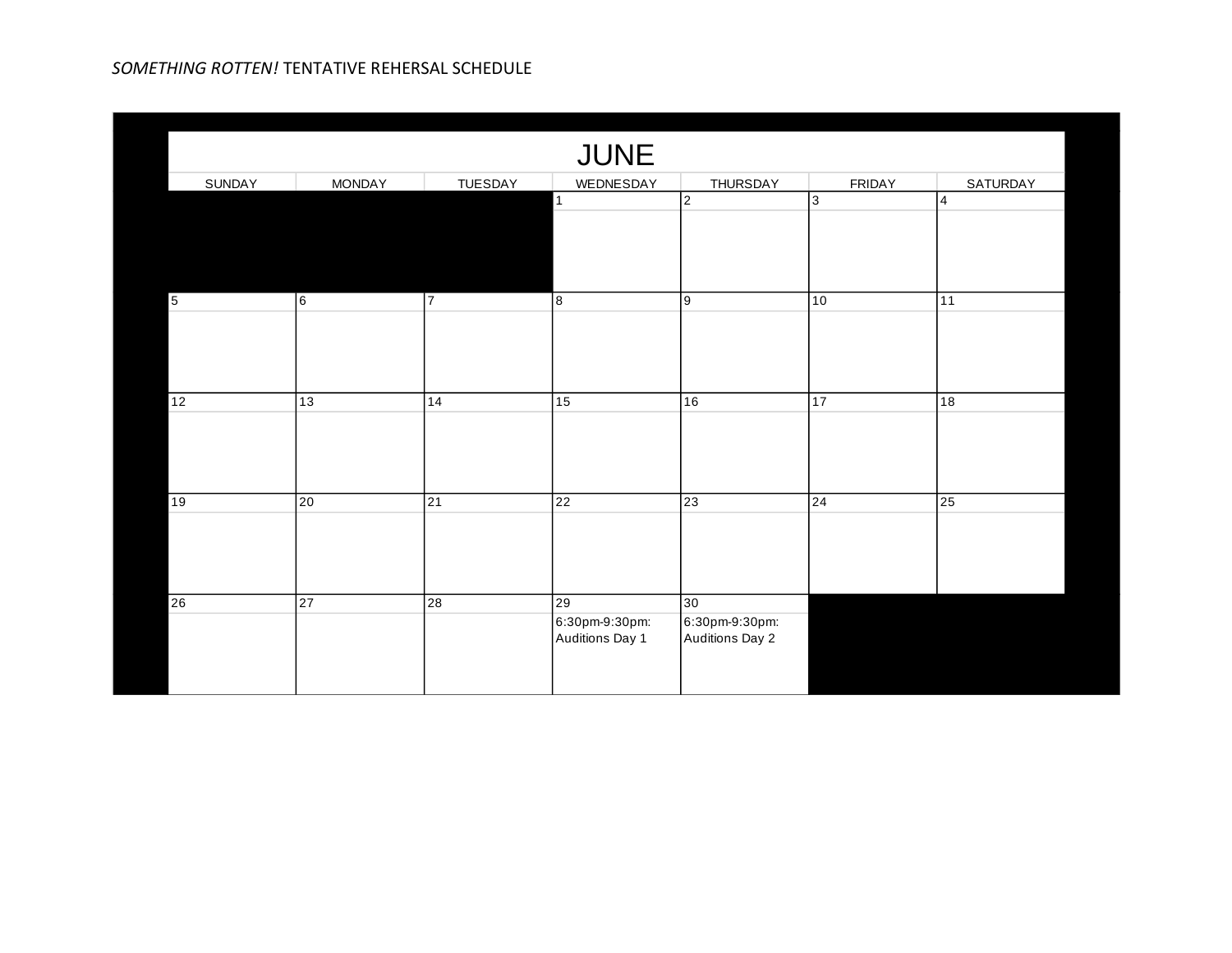*SOMETHING ROTTEN!* TENTATIVE REHERSAL SCHEDULE

## JUNE

| SUNDAY | MONDAY | TUESDAY | WEDNESDAY | THURSDAY | FRIDAY | SATURDAY |
|---|---|---|---|---|---|---|
| | | | 1 | 2 | 3 | 4 |
| 5 | 6 | 7 | 8 | 9 | 10 | 11 |
| 12 | 13 | 14 | 15 | 16 | 17 | 18 |
| 19 | 20 | 21 | 22 | 23 | 24 | 25 |
| 26 | 27 | 28 | 29<br>6:30pm-9:30pm: Auditions Day 1 | 30<br>6:30pm-9:30pm: Auditions Day 2 | | |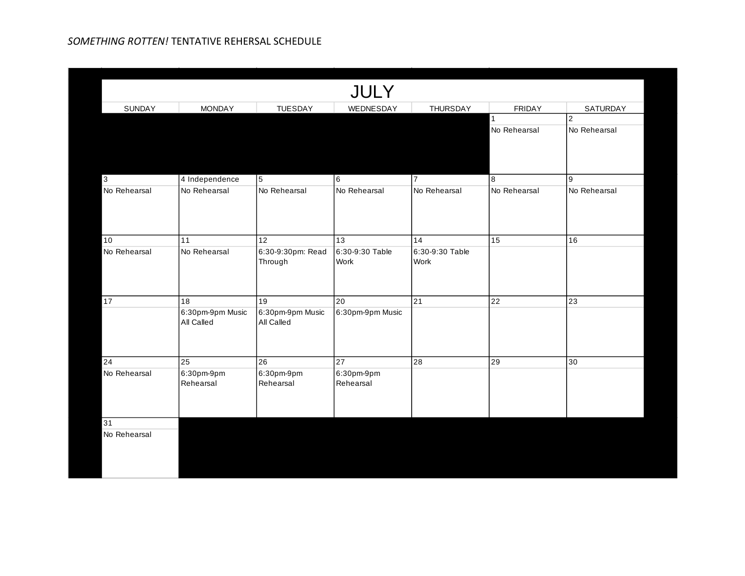*SOMETHING ROTTEN!* TENTATIVE REHERSAL SCHEDULE

| JULY | | | | | | |
|---|---|---|---|---|---|---|
| SUNDAY | MONDAY | TUESDAY | WEDNESDAY | THURSDAY | FRIDAY | SATURDAY |
| | | | | | 1<br>No Rehearsal | 2<br>No Rehearsal |
| 3<br>No Rehearsal | 4 Independence<br>No Rehearsal | 5<br>No Rehearsal | 6<br>No Rehearsal | 7<br>No Rehearsal | 8<br>No Rehearsal | 9<br>No Rehearsal |
| 10<br>No Rehearsal | 11<br>No Rehearsal | 12<br>6:30-9:30pm: Read Through | 13<br>6:30-9:30 Table Work | 14<br>6:30-9:30 Table Work | 15 | 16 |
| 17 | 18<br>6:30pm-9pm Music All Called | 19<br>6:30pm-9pm Music All Called | 20<br>6:30pm-9pm Music | 21 | 22 | 23 |
| 24<br>No Rehearsal | 25<br>6:30pm-9pm Rehearsal | 26<br>6:30pm-9pm Rehearsal | 27<br>6:30pm-9pm Rehearsal | 28 | 29 | 30 |
| 31<br>No Rehearsal | | | | | | |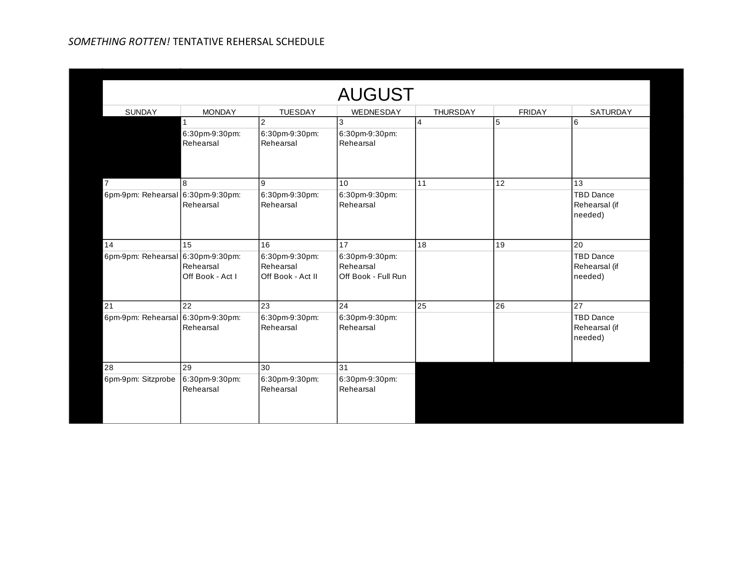*SOMETHING ROTTEN!* TENTATIVE REHERSAL SCHEDULE

| AUGUST | | | | | | |
|---|---|---|---|---|---|---|
| SUNDAY | MONDAY | TUESDAY | WEDNESDAY | THURSDAY | FRIDAY | SATURDAY |
| | 1<br>6:30pm-9:30pm: Rehearsal | 2<br>6:30pm-9:30pm: Rehearsal | 3<br>6:30pm-9:30pm: Rehearsal | 4 | 5 | 6 |
| 7<br>6pm-9pm: Rehearsal | 8<br>6:30pm-9:30pm: Rehearsal | 9<br>6:30pm-9:30pm: Rehearsal | 10<br>6:30pm-9:30pm: Rehearsal | 11 | 12 | 13<br>TBD Dance Rehearsal (if needed) |
| 14<br>6pm-9pm: Rehearsal | 15<br>6:30pm-9:30pm: Rehearsal<br>Off Book - Act I | 16<br>6:30pm-9:30pm: Rehearsal<br>Off Book - Act II | 17<br>6:30pm-9:30pm: Rehearsal<br>Off Book - Full Run | 18 | 19 | 20<br>TBD Dance Rehearsal (if needed) |
| 21<br>6pm-9pm: Rehearsal | 22<br>6:30pm-9:30pm: Rehearsal | 23<br>6:30pm-9:30pm: Rehearsal | 24<br>6:30pm-9:30pm: Rehearsal | 25 | 26 | 27<br>TBD Dance Rehearsal (if needed) |
| 28<br>6pm-9pm: Sitzprobe | 29<br>6:30pm-9:30pm: Rehearsal | 30<br>6:30pm-9:30pm: Rehearsal | 31<br>6:30pm-9:30pm: Rehearsal | | | |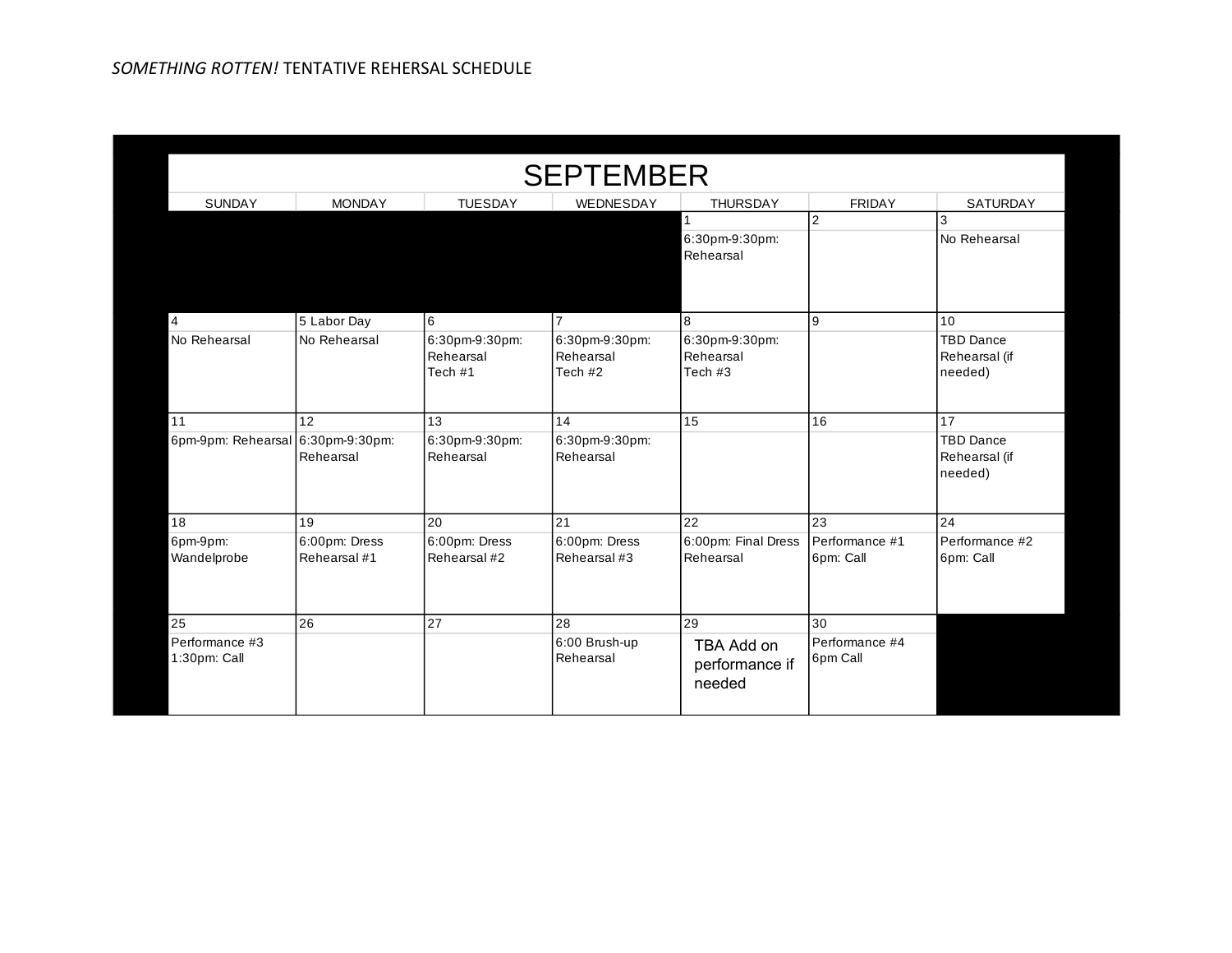*SOMETHING ROTTEN!* TENTATIVE REHERSAL SCHEDULE

| SEPTEMBER | | | | | | |
|---|---|---|---|---|---|---|
| SUNDAY | MONDAY | TUESDAY | WEDNESDAY | THURSDAY | FRIDAY | SATURDAY |
| | | | | 1<br>6:30pm-9:30pm: Rehearsal | 2 | 3<br>No Rehearsal |
| 4<br>No Rehearsal | 5 Labor Day<br>No Rehearsal | 6<br>6:30pm-9:30pm: Rehearsal<br>Tech #1 | 7<br>6:30pm-9:30pm: Rehearsal<br>Tech #2 | 8<br>6:30pm-9:30pm: Rehearsal<br>Tech #3 | 9 | 10<br>TBD Dance Rehearsal (if needed) |
| 11<br>6pm-9pm: Rehearsal | 12<br>6:30pm-9:30pm: Rehearsal | 13<br>6:30pm-9:30pm: Rehearsal | 14<br>6:30pm-9:30pm: Rehearsal | 15 | 16 | 17<br>TBD Dance Rehearsal (if needed) |
| 18<br>6pm-9pm: Wandelprobe | 19<br>6:00pm: Dress Rehearsal #1 | 20<br>6:00pm: Dress Rehearsal #2 | 21<br>6:00pm: Dress Rehearsal #3 | 22<br>6:00pm: Final Dress Rehearsal | 23<br>Performance #1<br>6pm: Call | 24<br>Performance #2<br>6pm: Call |
| 25<br>Performance #3<br>1:30pm: Call | 26 | 27 | 28<br>6:00 Brush-up Rehearsal | 29<br>TBA Add on performance if needed | 30<br>Performance #4<br>6pm Call | |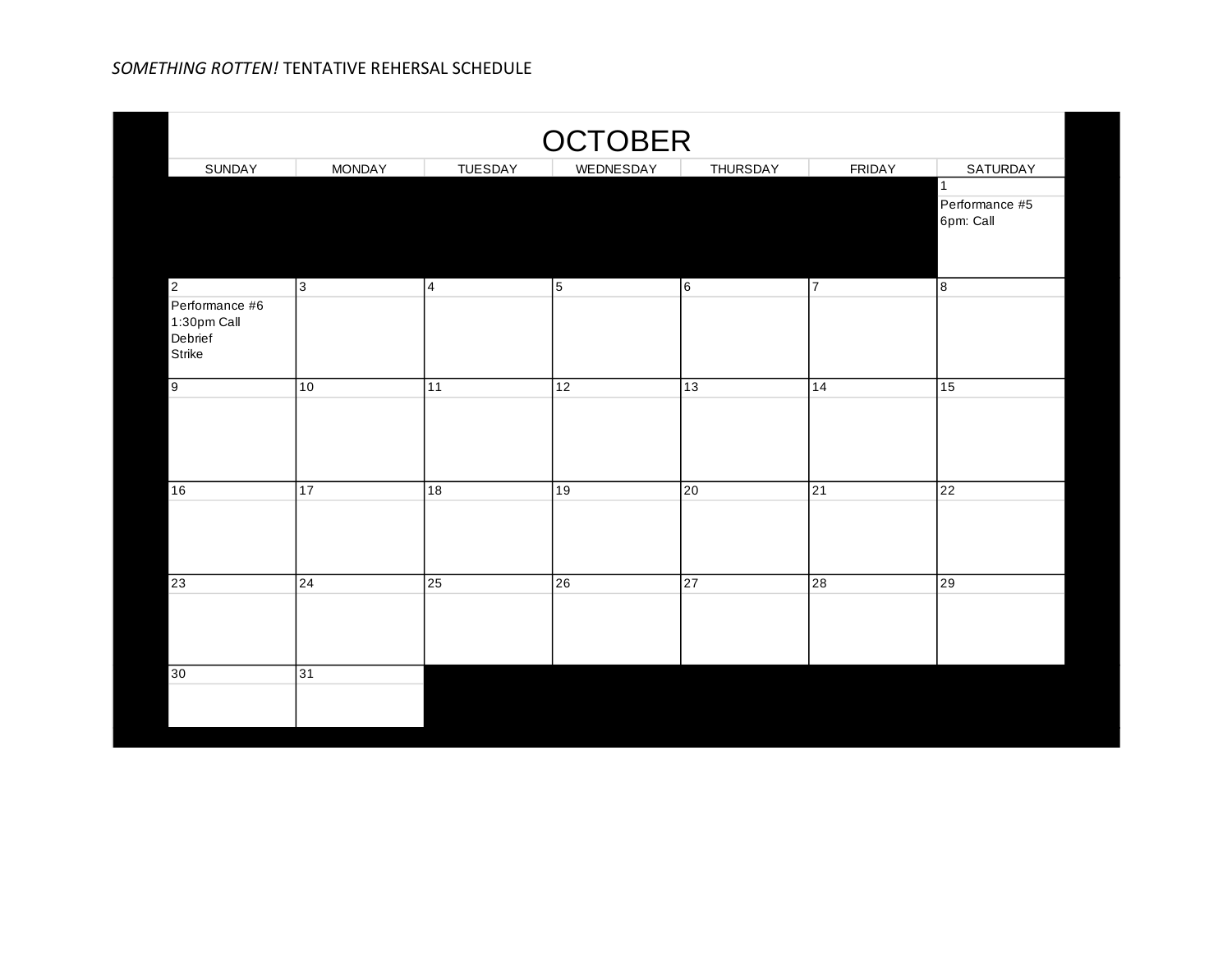*SOMETHING ROTTEN!* TENTATIVE REHERSAL SCHEDULE

## OCTOBER

| SUNDAY | MONDAY | TUESDAY | WEDNESDAY | THURSDAY | FRIDAY | SATURDAY |
|---|---|---|---|---|---|---|
| | | | | | | 1<br>Performance #5<br>6pm: Call |
| 2<br>Performance #6<br>1:30pm Call<br>Debrief<br>Strike | 3 | 4 | 5 | 6 | 7 | 8 |
| 9 | 10 | 11 | 12 | 13 | 14 | 15 |
| 16 | 17 | 18 | 19 | 20 | 21 | 22 |
| 23 | 24 | 25 | 26 | 27 | 28 | 29 |
| 30 | 31 | | | | | |